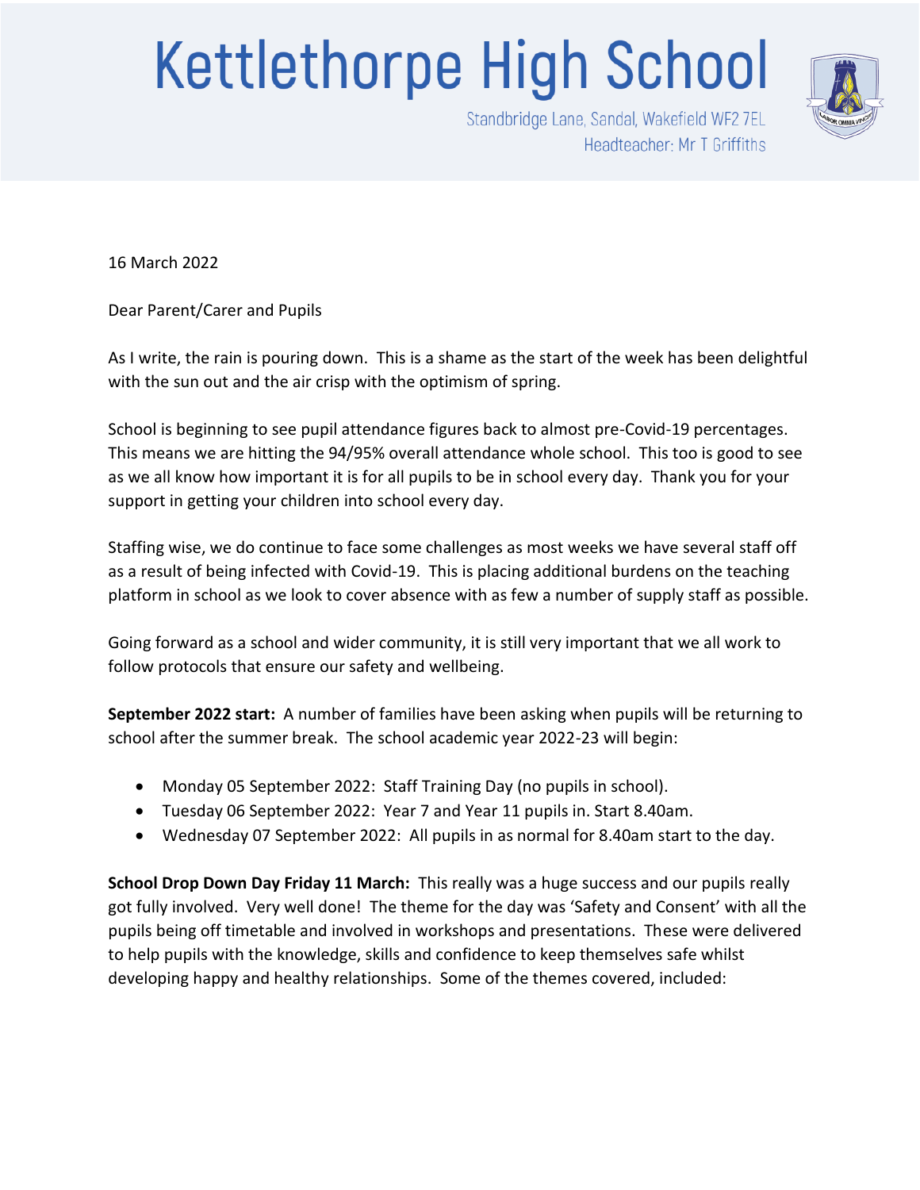# Kettlethorpe High School

Standbridge Lane, Sandal, Wakefield WF2 7EL
Headteacher: Mr T Griffiths

16 March 2022

Dear Parent/Carer and Pupils

As I write, the rain is pouring down. This is a shame as the start of the week has been delightful with the sun out and the air crisp with the optimism of spring.

School is beginning to see pupil attendance figures back to almost pre-Covid-19 percentages. This means we are hitting the 94/95% overall attendance whole school. This too is good to see as we all know how important it is for all pupils to be in school every day. Thank you for your support in getting your children into school every day.

Staffing wise, we do continue to face some challenges as most weeks we have several staff off as a result of being infected with Covid-19. This is placing additional burdens on the teaching platform in school as we look to cover absence with as few a number of supply staff as possible.

Going forward as a school and wider community, it is still very important that we all work to follow protocols that ensure our safety and wellbeing.

**September 2022 start:** A number of families have been asking when pupils will be returning to school after the summer break. The school academic year 2022-23 will begin:

- Monday 05 September 2022: Staff Training Day (no pupils in school).
- Tuesday 06 September 2022: Year 7 and Year 11 pupils in. Start 8.40am.
- Wednesday 07 September 2022: All pupils in as normal for 8.40am start to the day.

**School Drop Down Day Friday 11 March:** This really was a huge success and our pupils really got fully involved. Very well done! The theme for the day was 'Safety and Consent' with all the pupils being off timetable and involved in workshops and presentations. These were delivered to help pupils with the knowledge, skills and confidence to keep themselves safe whilst developing happy and healthy relationships. Some of the themes covered, included: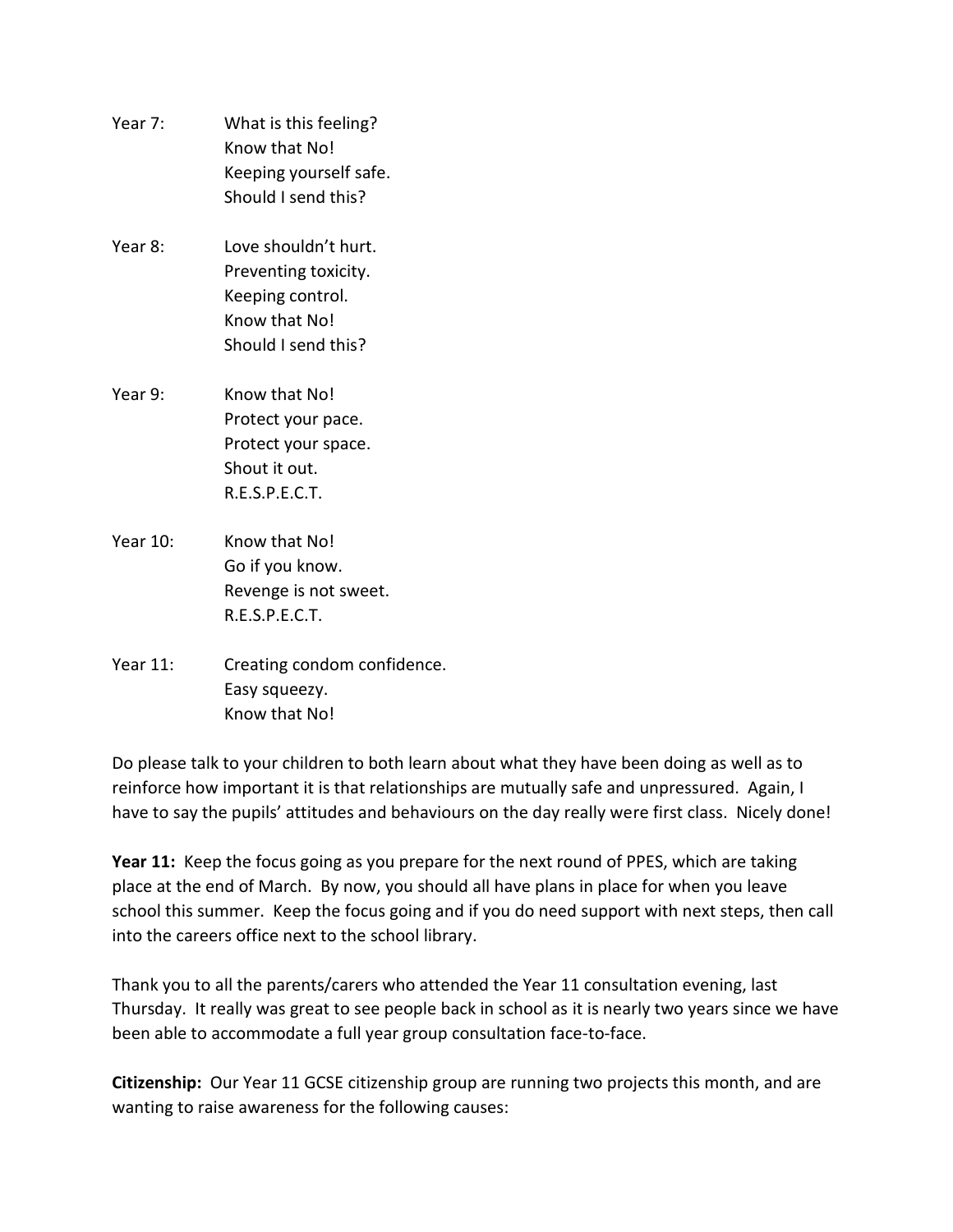| | |
|---|---|
| Year 7: | What is this feeling?<br>Know that No!<br>Keeping yourself safe.<br>Should I send this? |
| Year 8: | Love shouldn't hurt.<br>Preventing toxicity.<br>Keeping control.<br>Know that No!<br>Should I send this? |
| Year 9: | Know that No!<br>Protect your pace.<br>Protect your space.<br>Shout it out.<br>R.E.S.P.E.C.T. |
| Year 10: | Know that No!<br>Go if you know.<br>Revenge is not sweet.<br>R.E.S.P.E.C.T. |
| Year 11: | Creating condom confidence.<br>Easy squeezy.<br>Know that No! |

Do please talk to your children to both learn about what they have been doing as well as to reinforce how important it is that relationships are mutually safe and unpressured. Again, I have to say the pupils' attitudes and behaviours on the day really were first class. Nicely done!

**Year 11:** Keep the focus going as you prepare for the next round of PPES, which are taking place at the end of March. By now, you should all have plans in place for when you leave school this summer. Keep the focus going and if you do need support with next steps, then call into the careers office next to the school library.

Thank you to all the parents/carers who attended the Year 11 consultation evening, last Thursday. It really was great to see people back in school as it is nearly two years since we have been able to accommodate a full year group consultation face-to-face.

**Citizenship:** Our Year 11 GCSE citizenship group are running two projects this month, and are wanting to raise awareness for the following causes: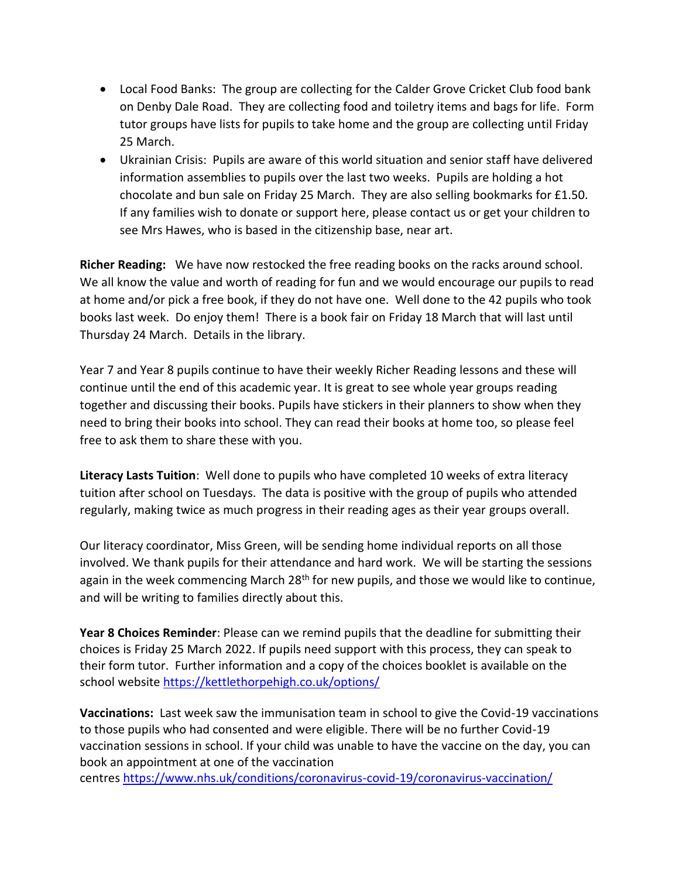- Local Food Banks: The group are collecting for the Calder Grove Cricket Club food bank on Denby Dale Road. They are collecting food and toiletry items and bags for life. Form tutor groups have lists for pupils to take home and the group are collecting until Friday 25 March.
- Ukrainian Crisis: Pupils are aware of this world situation and senior staff have delivered information assemblies to pupils over the last two weeks. Pupils are holding a hot chocolate and bun sale on Friday 25 March. They are also selling bookmarks for £1.50. If any families wish to donate or support here, please contact us or get your children to see Mrs Hawes, who is based in the citizenship base, near art.

**Richer Reading:** We have now restocked the free reading books on the racks around school. We all know the value and worth of reading for fun and we would encourage our pupils to read at home and/or pick a free book, if they do not have one. Well done to the 42 pupils who took books last week. Do enjoy them! There is a book fair on Friday 18 March that will last until Thursday 24 March. Details in the library.

Year 7 and Year 8 pupils continue to have their weekly Richer Reading lessons and these will continue until the end of this academic year. It is great to see whole year groups reading together and discussing their books. Pupils have stickers in their planners to show when they need to bring their books into school. They can read their books at home too, so please feel free to ask them to share these with you.

**Literacy Lasts Tuition**: Well done to pupils who have completed 10 weeks of extra literacy tuition after school on Tuesdays. The data is positive with the group of pupils who attended regularly, making twice as much progress in their reading ages as their year groups overall.

Our literacy coordinator, Miss Green, will be sending home individual reports on all those involved. We thank pupils for their attendance and hard work. We will be starting the sessions again in the week commencing March 28th for new pupils, and those we would like to continue, and will be writing to families directly about this.

**Year 8 Choices Reminder**: Please can we remind pupils that the deadline for submitting their choices is Friday 25 March 2022. If pupils need support with this process, they can speak to their form tutor. Further information and a copy of the choices booklet is available on the school website https://kettlethorpehigh.co.uk/options/

**Vaccinations:** Last week saw the immunisation team in school to give the Covid-19 vaccinations to those pupils who had consented and were eligible. There will be no further Covid-19 vaccination sessions in school. If your child was unable to have the vaccine on the day, you can book an appointment at one of the vaccination centres https://www.nhs.uk/conditions/coronavirus-covid-19/coronavirus-vaccination/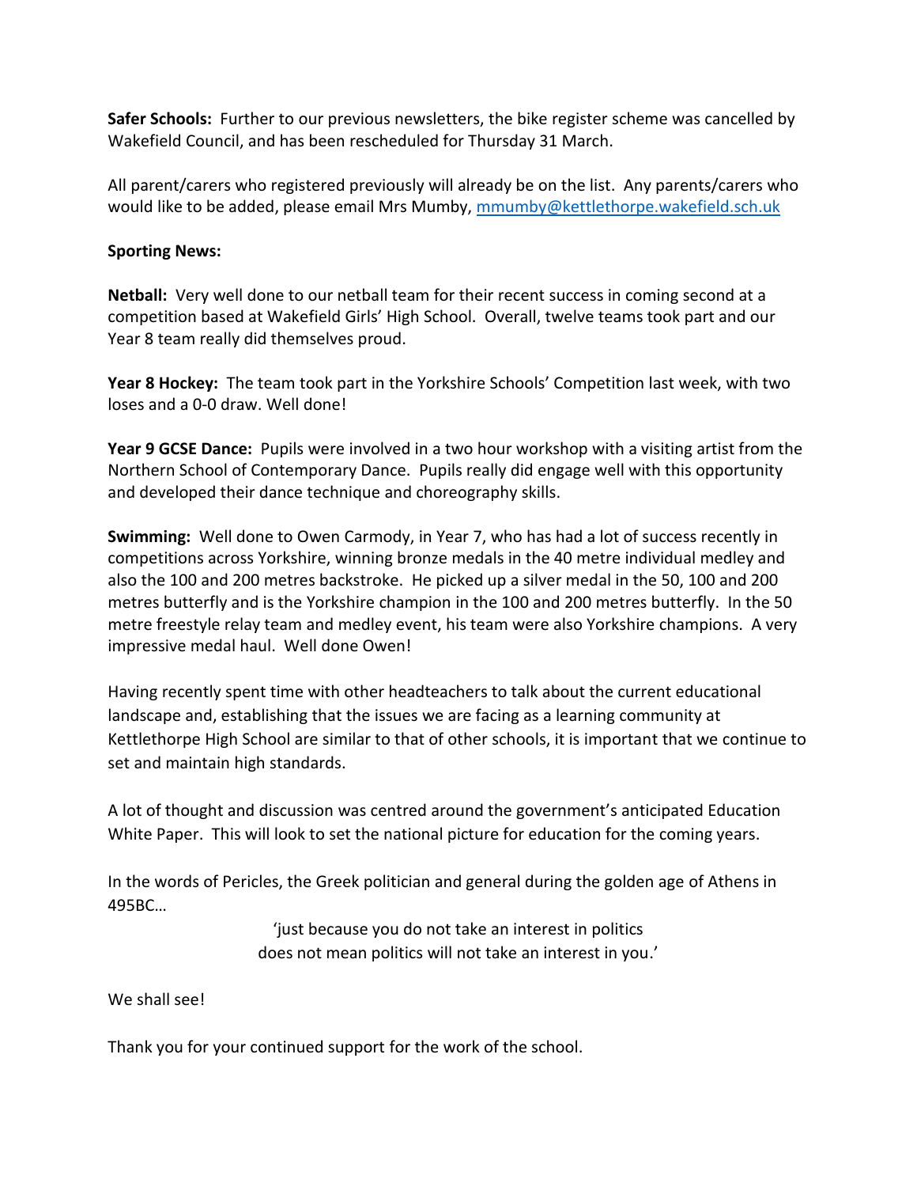**Safer Schools:** Further to our previous newsletters, the bike register scheme was cancelled by Wakefield Council, and has been rescheduled for Thursday 31 March.

All parent/carers who registered previously will already be on the list. Any parents/carers who would like to be added, please email Mrs Mumby, mmumby@kettlethorpe.wakefield.sch.uk

**Sporting News:**

**Netball:** Very well done to our netball team for their recent success in coming second at a competition based at Wakefield Girls' High School. Overall, twelve teams took part and our Year 8 team really did themselves proud.

**Year 8 Hockey:** The team took part in the Yorkshire Schools' Competition last week, with two loses and a 0-0 draw. Well done!

**Year 9 GCSE Dance:** Pupils were involved in a two hour workshop with a visiting artist from the Northern School of Contemporary Dance. Pupils really did engage well with this opportunity and developed their dance technique and choreography skills.

**Swimming:** Well done to Owen Carmody, in Year 7, who has had a lot of success recently in competitions across Yorkshire, winning bronze medals in the 40 metre individual medley and also the 100 and 200 metres backstroke. He picked up a silver medal in the 50, 100 and 200 metres butterfly and is the Yorkshire champion in the 100 and 200 metres butterfly. In the 50 metre freestyle relay team and medley event, his team were also Yorkshire champions. A very impressive medal haul. Well done Owen!

Having recently spent time with other headteachers to talk about the current educational landscape and, establishing that the issues we are facing as a learning community at Kettlethorpe High School are similar to that of other schools, it is important that we continue to set and maintain high standards.

A lot of thought and discussion was centred around the government's anticipated Education White Paper. This will look to set the national picture for education for the coming years.

In the words of Pericles, the Greek politician and general during the golden age of Athens in 495BC…

> 'just because you do not take an interest in politics
> does not mean politics will not take an interest in you.'

We shall see!

Thank you for your continued support for the work of the school.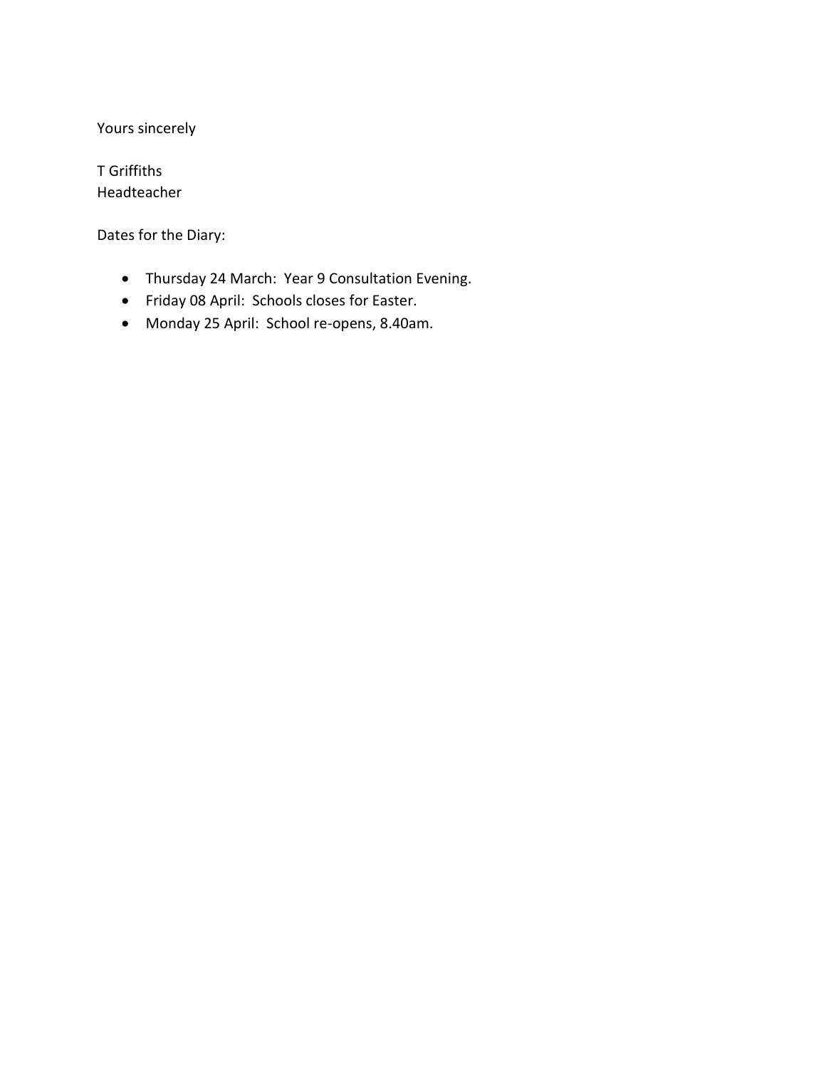Yours sincerely

T Griffiths
Headteacher

Dates for the Diary:

- Thursday 24 March:  Year 9 Consultation Evening.
- Friday 08 April:  Schools closes for Easter.
- Monday 25 April:  School re-opens, 8.40am.